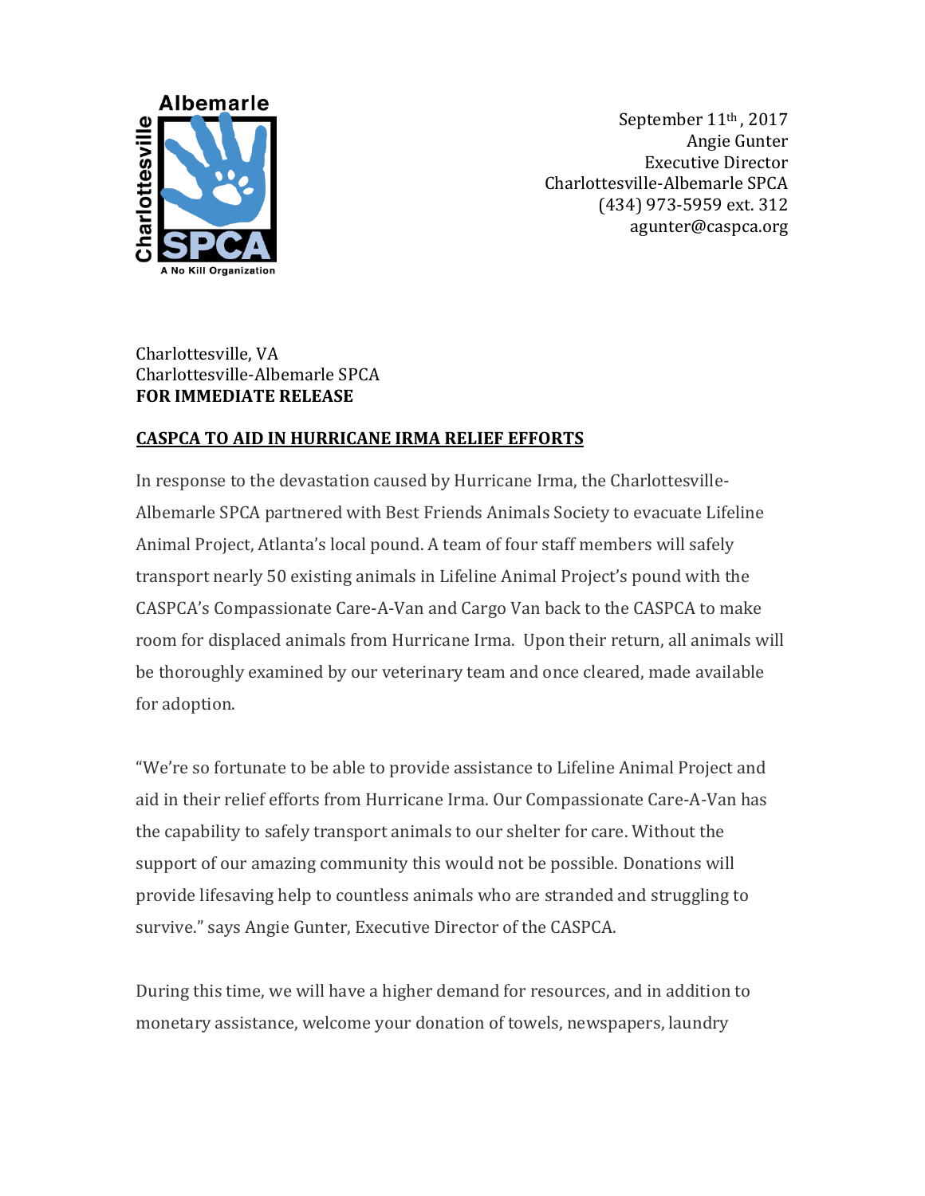Charlottesville Albemarle SPCA
A No Kill Organization

September 11th, 2017
Angie Gunter
Executive Director
Charlottesville-Albemarle SPCA
(434) 973-5959 ext. 312
agunter@caspca.org

Charlottesville, VA
Charlottesville-Albemarle SPCA
**FOR IMMEDIATE RELEASE**

## CASPCA TO AID IN HURRICANE IRMA RELIEF EFFORTS

In response to the devastation caused by Hurricane Irma, the Charlottesville-Albemarle SPCA partnered with Best Friends Animals Society to evacuate Lifeline Animal Project, Atlanta's local pound. A team of four staff members will safely transport nearly 50 existing animals in Lifeline Animal Project's pound with the CASPCA's Compassionate Care-A-Van and Cargo Van back to the CASPCA to make room for displaced animals from Hurricane Irma. Upon their return, all animals will be thoroughly examined by our veterinary team and once cleared, made available for adoption.

"We're so fortunate to be able to provide assistance to Lifeline Animal Project and aid in their relief efforts from Hurricane Irma. Our Compassionate Care-A-Van has the capability to safely transport animals to our shelter for care. Without the support of our amazing community this would not be possible. Donations will provide lifesaving help to countless animals who are stranded and struggling to survive." says Angie Gunter, Executive Director of the CASPCA.

During this time, we will have a higher demand for resources, and in addition to monetary assistance, welcome your donation of towels, newspapers, laundry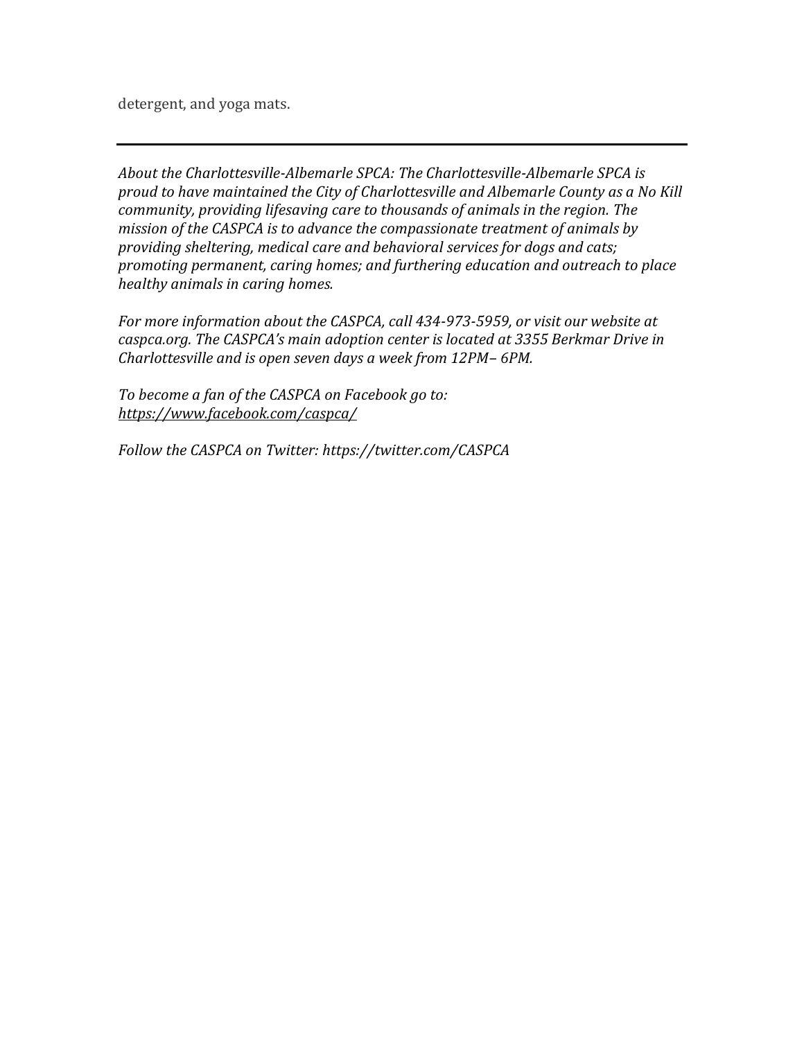detergent, and yoga mats.

---

*About the Charlottesville-Albemarle SPCA: The Charlottesville-Albemarle SPCA is proud to have maintained the City of Charlottesville and Albemarle County as a No Kill community, providing lifesaving care to thousands of animals in the region. The mission of the CASPCA is to advance the compassionate treatment of animals by providing sheltering, medical care and behavioral services for dogs and cats; promoting permanent, caring homes; and furthering education and outreach to place healthy animals in caring homes.*

*For more information about the CASPCA, call 434-973-5959, or visit our website at caspca.org. The CASPCA's main adoption center is located at 3355 Berkmar Drive in Charlottesville and is open seven days a week from 12PM– 6PM.*

*To become a fan of the CASPCA on Facebook go to:* *https://www.facebook.com/caspca/*

*Follow the CASPCA on Twitter: https://twitter.com/CASPCA*